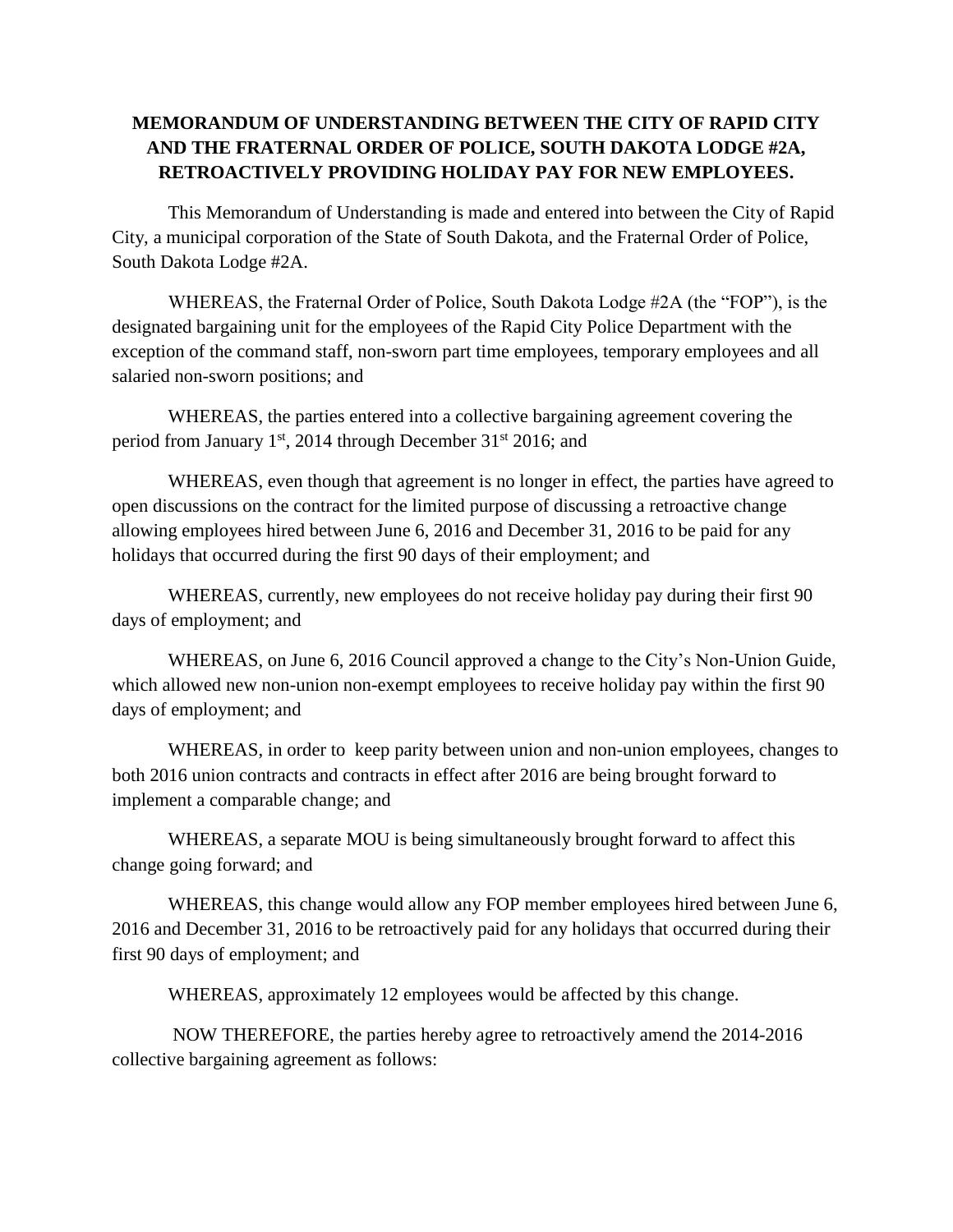**MEMORANDUM OF UNDERSTANDING BETWEEN THE CITY OF RAPID CITY AND THE FRATERNAL ORDER OF POLICE, SOUTH DAKOTA LODGE #2A, RETROACTIVELY PROVIDING HOLIDAY PAY FOR NEW EMPLOYEES.**

This Memorandum of Understanding is made and entered into between the City of Rapid City, a municipal corporation of the State of South Dakota, and the Fraternal Order of Police, South Dakota Lodge #2A.

WHEREAS, the Fraternal Order of Police, South Dakota Lodge #2A (the "FOP"), is the designated bargaining unit for the employees of the Rapid City Police Department with the exception of the command staff, non-sworn part time employees, temporary employees and all salaried non-sworn positions; and

WHEREAS, the parties entered into a collective bargaining agreement covering the period from January 1st, 2014 through December 31st 2016; and

WHEREAS, even though that agreement is no longer in effect, the parties have agreed to open discussions on the contract for the limited purpose of discussing a retroactive change allowing employees hired between June 6, 2016 and December 31, 2016 to be paid for any holidays that occurred during the first 90 days of their employment; and

WHEREAS, currently, new employees do not receive holiday pay during their first 90 days of employment; and

WHEREAS, on June 6, 2016 Council approved a change to the City's Non-Union Guide, which allowed new non-union non-exempt employees to receive holiday pay within the first 90 days of employment; and

WHEREAS, in order to keep parity between union and non-union employees, changes to both 2016 union contracts and contracts in effect after 2016 are being brought forward to implement a comparable change; and

WHEREAS, a separate MOU is being simultaneously brought forward to affect this change going forward; and

WHEREAS, this change would allow any FOP member employees hired between June 6, 2016 and December 31, 2016 to be retroactively paid for any holidays that occurred during their first 90 days of employment; and

WHEREAS, approximately 12 employees would be affected by this change.

NOW THEREFORE, the parties hereby agree to retroactively amend the 2014-2016 collective bargaining agreement as follows: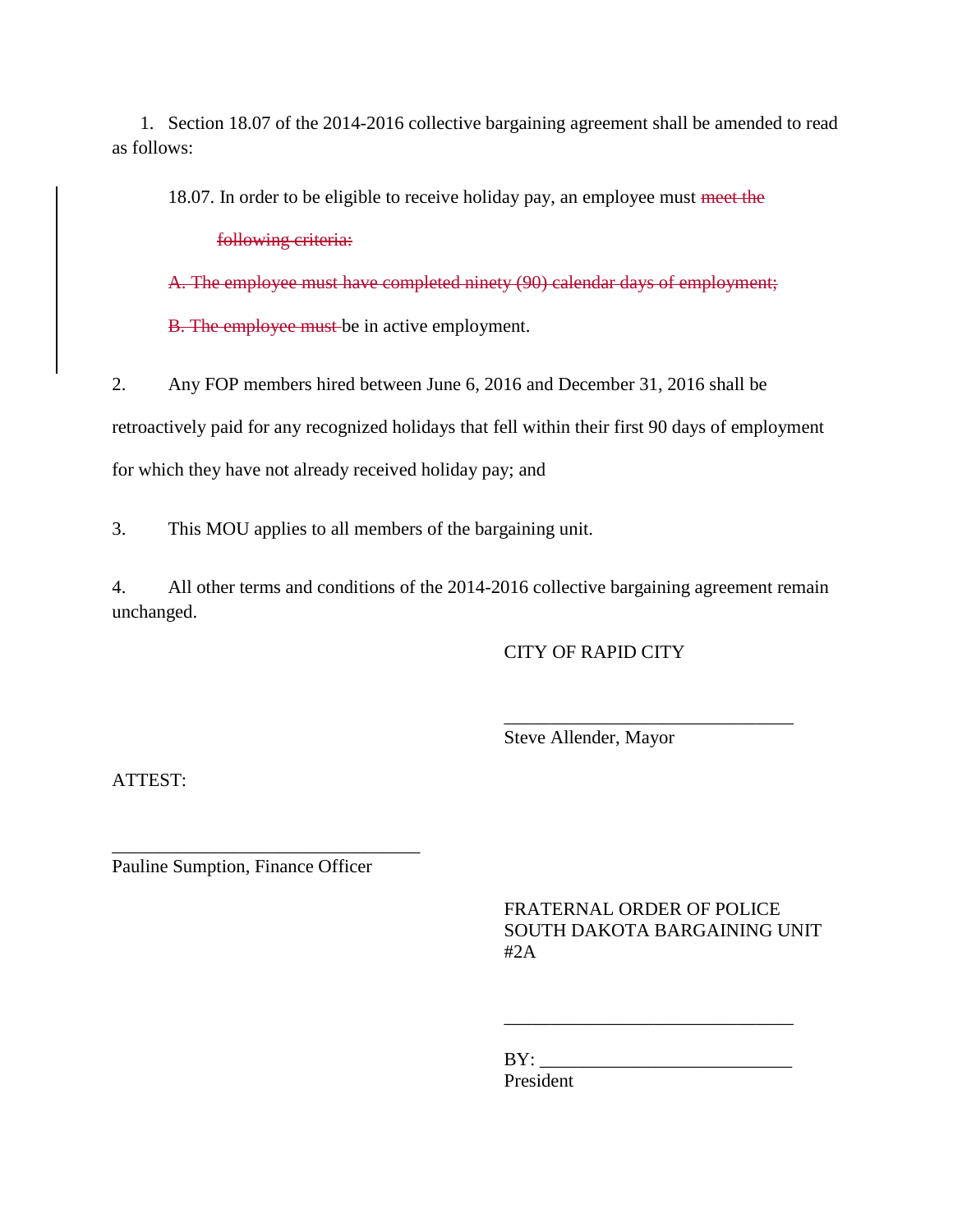1. Section 18.07 of the 2014-2016 collective bargaining agreement shall be amended to read as follows:

18.07. In order to be eligible to receive holiday pay, an employee must ~~meet the following criteria:~~

~~A. The employee must have completed ninety (90) calendar days of employment;~~

~~B. The employee must~~ be in active employment.

2. Any FOP members hired between June 6, 2016 and December 31, 2016 shall be retroactively paid for any recognized holidays that fell within their first 90 days of employment for which they have not already received holiday pay; and

3. This MOU applies to all members of the bargaining unit.

4. All other terms and conditions of the 2014-2016 collective bargaining agreement remain unchanged.

CITY OF RAPID CITY

\_\_\_\_\_\_\_\_\_\_\_\_\_\_\_\_\_\_\_\_\_\_\_\_\_\_\_\_\_\_
Steve Allender, Mayor

ATTEST:

\_\_\_\_\_\_\_\_\_\_\_\_\_\_\_\_\_\_\_\_\_\_\_\_\_\_\_\_\_\_
Pauline Sumption, Finance Officer

FRATERNAL ORDER OF POLICE
SOUTH DAKOTA BARGAINING UNIT #2A

\_\_\_\_\_\_\_\_\_\_\_\_\_\_\_\_\_\_\_\_\_\_\_\_\_\_\_\_\_\_

BY: \_\_\_\_\_\_\_\_\_\_\_\_\_\_\_\_\_\_\_\_\_\_\_\_\_\_
President